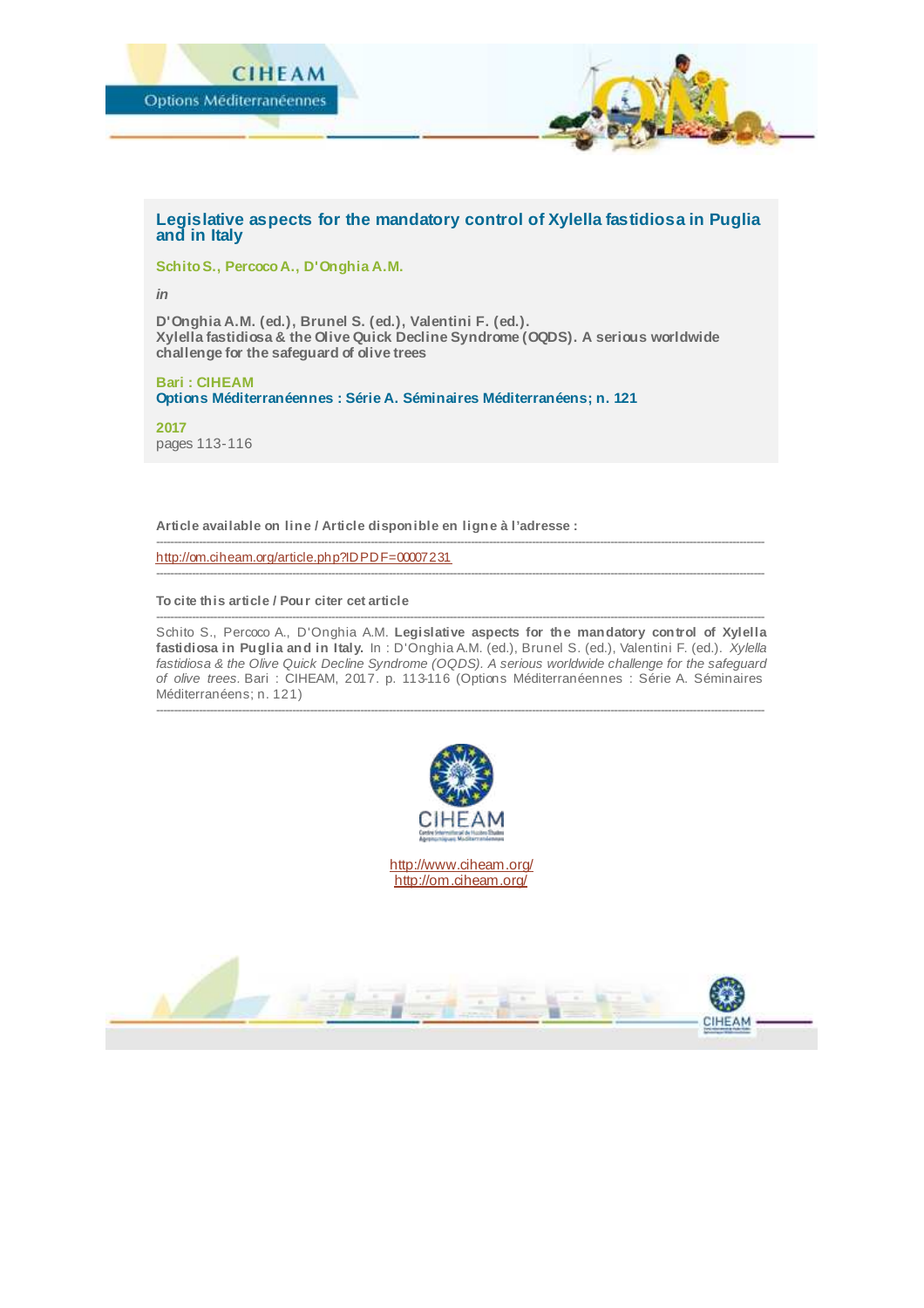# Legislative aspects for the mandatory control of Xylella fastidiosa in Puglia and in Italy

**Schito S., Percoco A., D'Onghia A.M.**

*in*

**D'Onghia A.M. (ed.), Brunel S. (ed.), Valentini F. (ed.).**
**Xylella fastidiosa & the Olive Quick Decline Syndrome (OQDS). A serious worldwide challenge for the safeguard of olive trees**

**Bari : CIHEAM**
**Options Méditerranéennes : Série A. Séminaires Méditerranéens; n. 121**

**2017**
pages 113-116

---

**Article available on line / Article disponible en ligne à l'adresse :**

---

http://om.ciheam.org/article.php?IDPDF=00007231

---

**To cite this article / Pour citer cet article**

---

Schito S., Percoco A., D'Onghia A.M. **Legislative aspects for the mandatory control of Xylella fastidiosa in Puglia and in Italy.** In : D'Onghia A.M. (ed.), Brunel S. (ed.), Valentini F. (ed.). *Xylella fastidiosa & the Olive Quick Decline Syndrome (OQDS). A serious worldwide challenge for the safeguard of olive trees.* Bari : CIHEAM, 2017. p. 113-116 (Options Méditerranéennes : Série A. Séminaires Méditerranéens; n. 121)

---

CIHEAM

http://www.ciheam.org/
http://om.ciheam.org/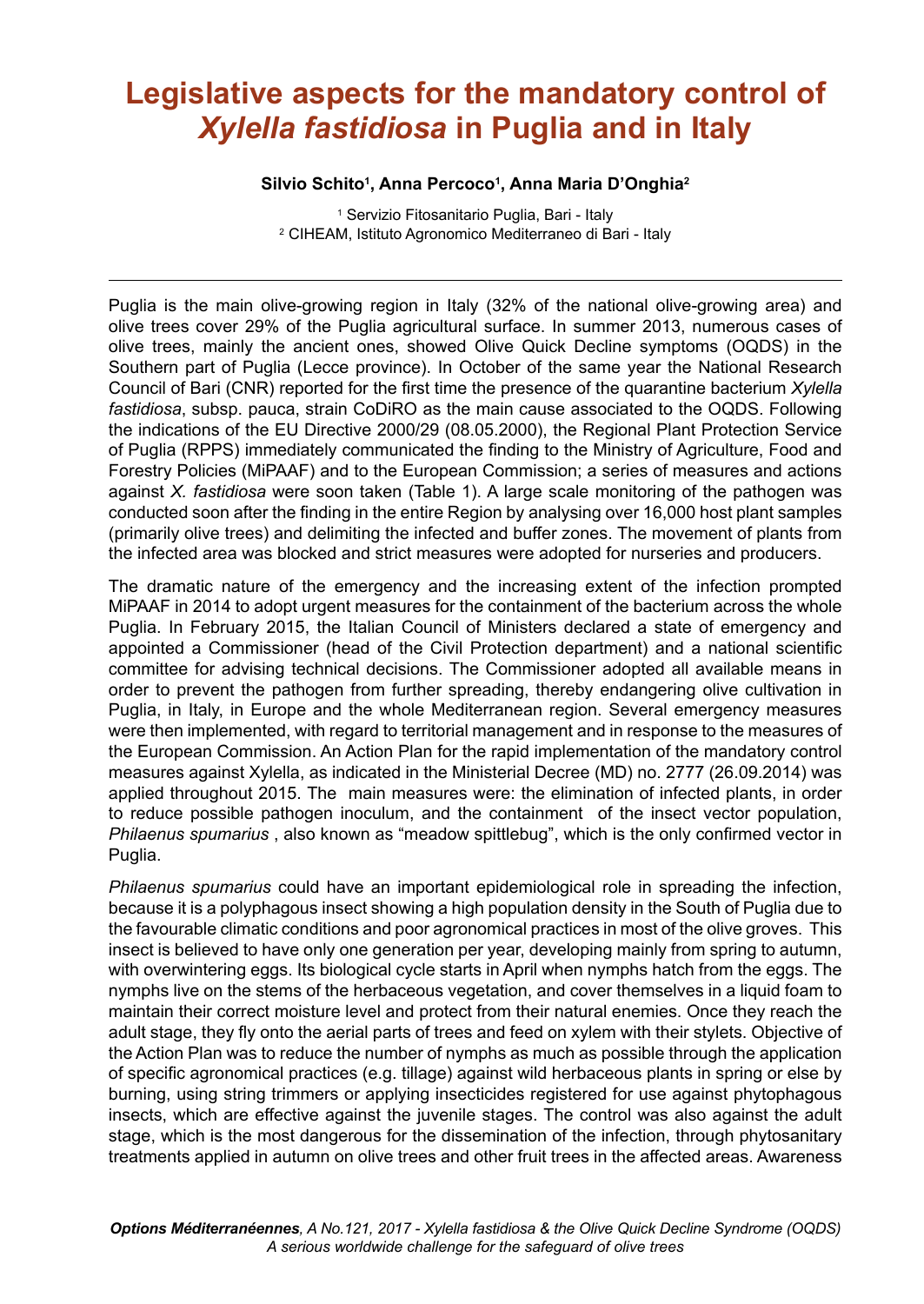# Legislative aspects for the mandatory control of *Xylella fastidiosa* in Puglia and in Italy

**Silvio Schito[1], Anna Percoco[1], Anna Maria D'Onghia[2]**

[1] Servizio Fitosanitario Puglia, Bari - Italy
[2] CIHEAM, Istituto Agronomico Mediterraneo di Bari - Italy

---

Puglia is the main olive-growing region in Italy (32% of the national olive-growing area) and olive trees cover 29% of the Puglia agricultural surface. In summer 2013, numerous cases of olive trees, mainly the ancient ones, showed Olive Quick Decline symptoms (OQDS) in the Southern part of Puglia (Lecce province). In October of the same year the National Research Council of Bari (CNR) reported for the first time the presence of the quarantine bacterium *Xylella fastidiosa*, subsp. pauca, strain CoDiRO as the main cause associated to the OQDS. Following the indications of the EU Directive 2000/29 (08.05.2000), the Regional Plant Protection Service of Puglia (RPPS) immediately communicated the finding to the Ministry of Agriculture, Food and Forestry Policies (MiPAAF) and to the European Commission; a series of measures and actions against *X. fastidiosa* were soon taken (Table 1). A large scale monitoring of the pathogen was conducted soon after the finding in the entire Region by analysing over 16,000 host plant samples (primarily olive trees) and delimiting the infected and buffer zones. The movement of plants from the infected area was blocked and strict measures were adopted for nurseries and producers.

The dramatic nature of the emergency and the increasing extent of the infection prompted MiPAAF in 2014 to adopt urgent measures for the containment of the bacterium across the whole Puglia. In February 2015, the Italian Council of Ministers declared a state of emergency and appointed a Commissioner (head of the Civil Protection department) and a national scientific committee for advising technical decisions. The Commissioner adopted all available means in order to prevent the pathogen from further spreading, thereby endangering olive cultivation in Puglia, in Italy, in Europe and the whole Mediterranean region. Several emergency measures were then implemented, with regard to territorial management and in response to the measures of the European Commission. An Action Plan for the rapid implementation of the mandatory control measures against Xylella, as indicated in the Ministerial Decree (MD) no. 2777 (26.09.2014) was applied throughout 2015. The main measures were: the elimination of infected plants, in order to reduce possible pathogen inoculum, and the containment of the insect vector population, *Philaenus spumarius* , also known as "meadow spittlebug", which is the only confirmed vector in Puglia.

*Philaenus spumarius* could have an important epidemiological role in spreading the infection, because it is a polyphagous insect showing a high population density in the South of Puglia due to the favourable climatic conditions and poor agronomical practices in most of the olive groves. This insect is believed to have only one generation per year, developing mainly from spring to autumn, with overwintering eggs. Its biological cycle starts in April when nymphs hatch from the eggs. The nymphs live on the stems of the herbaceous vegetation, and cover themselves in a liquid foam to maintain their correct moisture level and protect from their natural enemies. Once they reach the adult stage, they fly onto the aerial parts of trees and feed on xylem with their stylets. Objective of the Action Plan was to reduce the number of nymphs as much as possible through the application of specific agronomical practices (e.g. tillage) against wild herbaceous plants in spring or else by burning, using string trimmers or applying insecticides registered for use against phytophagous insects, which are effective against the juvenile stages. The control was also against the adult stage, which is the most dangerous for the dissemination of the infection, through phytosanitary treatments applied in autumn on olive trees and other fruit trees in the affected areas. Awareness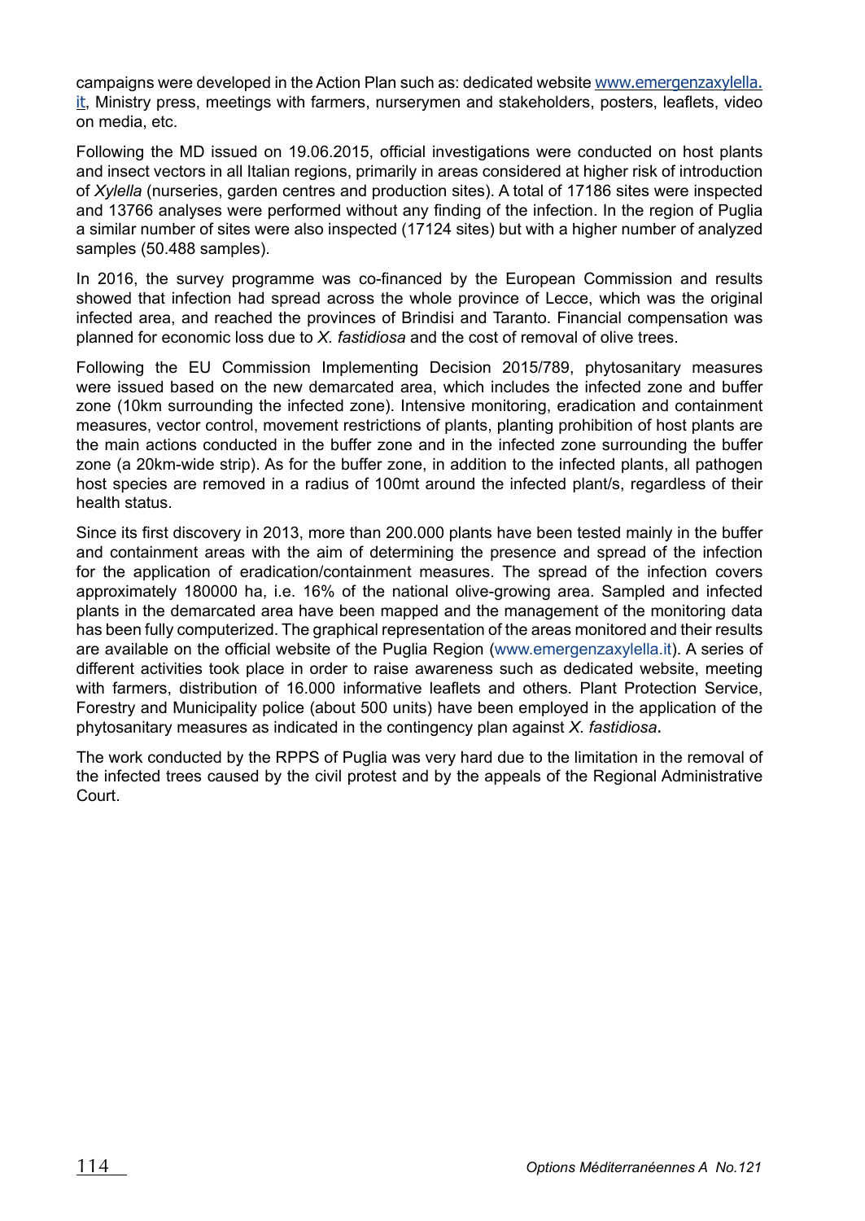campaigns were developed in the Action Plan such as: dedicated website [www.emergenzaxylella.it](www.emergenzaxylella.it), Ministry press, meetings with farmers, nurserymen and stakeholders, posters, leaflets, video on media, etc.

Following the MD issued on 19.06.2015, official investigations were conducted on host plants and insect vectors in all Italian regions, primarily in areas considered at higher risk of introduction of *Xylella* (nurseries, garden centres and production sites). A total of 17186 sites were inspected and 13766 analyses were performed without any finding of the infection. In the region of Puglia a similar number of sites were also inspected (17124 sites) but with a higher number of analyzed samples (50.488 samples).

In 2016, the survey programme was co-financed by the European Commission and results showed that infection had spread across the whole province of Lecce, which was the original infected area, and reached the provinces of Brindisi and Taranto. Financial compensation was planned for economic loss due to *X. fastidiosa* and the cost of removal of olive trees.

Following the EU Commission Implementing Decision 2015/789, phytosanitary measures were issued based on the new demarcated area, which includes the infected zone and buffer zone (10km surrounding the infected zone). Intensive monitoring, eradication and containment measures, vector control, movement restrictions of plants, planting prohibition of host plants are the main actions conducted in the buffer zone and in the infected zone surrounding the buffer zone (a 20km-wide strip). As for the buffer zone, in addition to the infected plants, all pathogen host species are removed in a radius of 100mt around the infected plant/s, regardless of their health status.

Since its first discovery in 2013, more than 200.000 plants have been tested mainly in the buffer and containment areas with the aim of determining the presence and spread of the infection for the application of eradication/containment measures. The spread of the infection covers approximately 180000 ha, i.e. 16% of the national olive-growing area. Sampled and infected plants in the demarcated area have been mapped and the management of the monitoring data has been fully computerized. The graphical representation of the areas monitored and their results are available on the official website of the Puglia Region (www.emergenzaxylella.it). A series of different activities took place in order to raise awareness such as dedicated website, meeting with farmers, distribution of 16.000 informative leaflets and others. Plant Protection Service, Forestry and Municipality police (about 500 units) have been employed in the application of the phytosanitary measures as indicated in the contingency plan against *X. fastidiosa*.

The work conducted by the RPPS of Puglia was very hard due to the limitation in the removal of the infected trees caused by the civil protest and by the appeals of the Regional Administrative Court.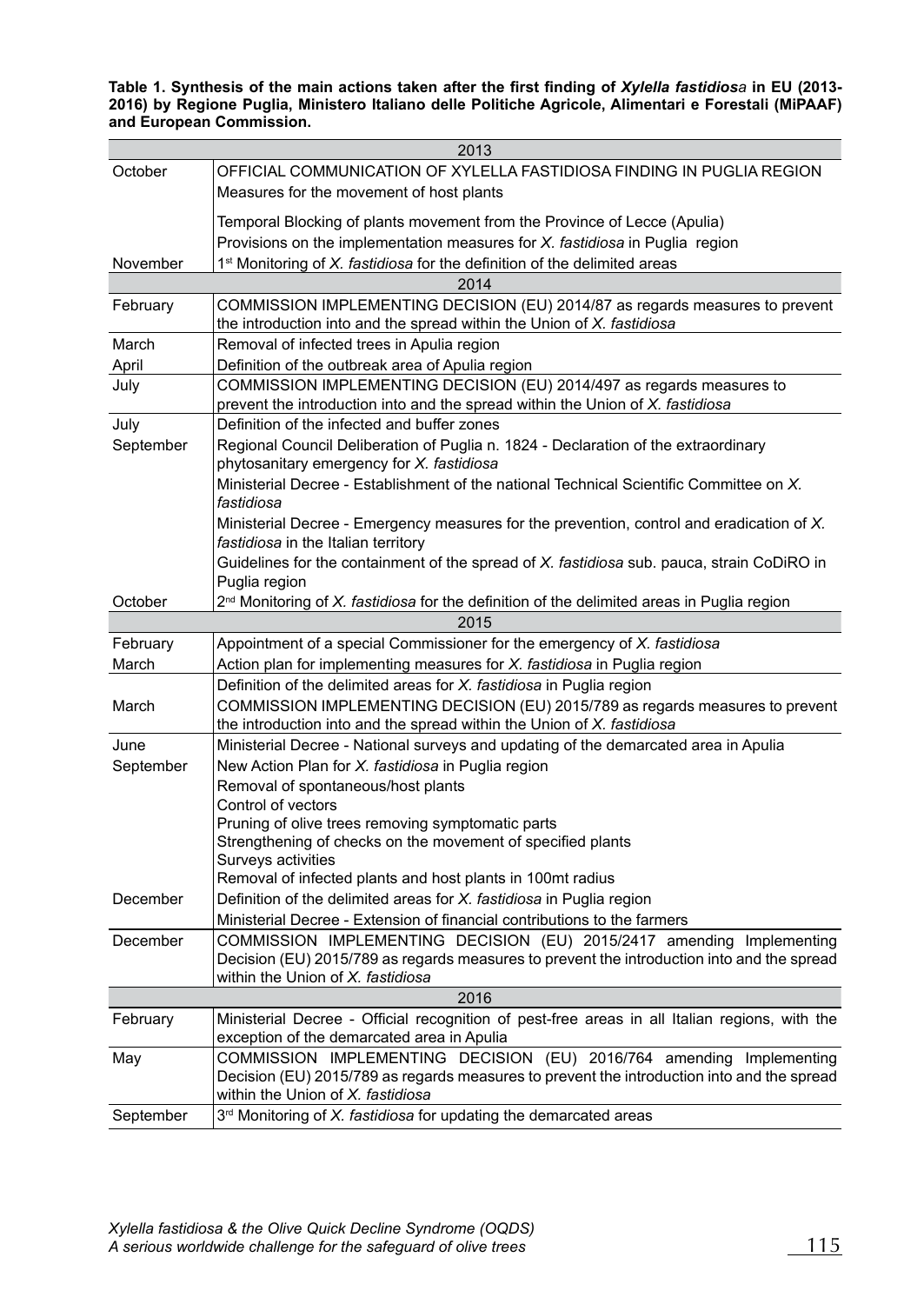**Table 1. Synthesis of the main actions taken after the first finding of *Xylella fastidiosa* in EU (2013-2016) by Regione Puglia, Ministero Italiano delle Politiche Agricole, Alimentari e Forestali (MiPAAF) and European Commission.**

| | |
|---|---|
| **2013** | |
| October | OFFICIAL COMMUNICATION OF XYLELLA FASTIDIOSA FINDING IN PUGLIA REGION |
| | Measures for the movement of host plants |
| | Temporal Blocking of plants movement from the Province of Lecce (Apulia) |
| | Provisions on the implementation measures for *X. fastidiosa* in Puglia region |
| November | 1st Monitoring of *X. fastidiosa* for the definition of the delimited areas |
| **2014** | |
| February | COMMISSION IMPLEMENTING DECISION (EU) 2014/87 as regards measures to prevent the introduction into and the spread within the Union of *X. fastidiosa* |
| March | Removal of infected trees in Apulia region |
| April | Definition of the outbreak area of Apulia region |
| July | COMMISSION IMPLEMENTING DECISION (EU) 2014/497 as regards measures to prevent the introduction into and the spread within the Union of *X. fastidiosa* |
| July | Definition of the infected and buffer zones |
| September | Regional Council Deliberation of Puglia n. 1824 - Declaration of the extraordinary phytosanitary emergency for *X. fastidiosa* |
| | Ministerial Decree - Establishment of the national Technical Scientific Committee on *X. fastidiosa* |
| | Ministerial Decree - Emergency measures for the prevention, control and eradication of *X. fastidiosa* in the Italian territory |
| | Guidelines for the containment of the spread of *X. fastidiosa* sub. pauca, strain CoDiRO in Puglia region |
| October | 2nd Monitoring of *X. fastidiosa* for the definition of the delimited areas in Puglia region |
| **2015** | |
| February | Appointment of a special Commissioner for the emergency of *X. fastidiosa* |
| March | Action plan for implementing measures for *X. fastidiosa* in Puglia region |
| March | Definition of the delimited areas for *X. fastidiosa* in Puglia region |
| | COMMISSION IMPLEMENTING DECISION (EU) 2015/789 as regards measures to prevent the introduction into and the spread within the Union of *X. fastidiosa* |
| June | Ministerial Decree - National surveys and updating of the demarcated area in Apulia |
| September | New Action Plan for *X. fastidiosa* in Puglia region |
| | Removal of spontaneous/host plants |
| | Control of vectors |
| | Pruning of olive trees removing symptomatic parts |
| | Strengthening of checks on the movement of specified plants |
| | Surveys activities |
| | Removal of infected plants and host plants in 100mt radius |
| December | Definition of the delimited areas for *X. fastidiosa* in Puglia region |
| | Ministerial Decree - Extension of financial contributions to the farmers |
| December | COMMISSION IMPLEMENTING DECISION (EU) 2015/2417 amending Implementing Decision (EU) 2015/789 as regards measures to prevent the introduction into and the spread within the Union of *X. fastidiosa* |
| **2016** | |
| February | Ministerial Decree - Official recognition of pest-free areas in all Italian regions, with the exception of the demarcated area in Apulia |
| May | COMMISSION IMPLEMENTING DECISION (EU) 2016/764 amending Implementing Decision (EU) 2015/789 as regards measures to prevent the introduction into and the spread within the Union of *X. fastidiosa* |
| September | 3rd Monitoring of *X. fastidiosa* for updating the demarcated areas |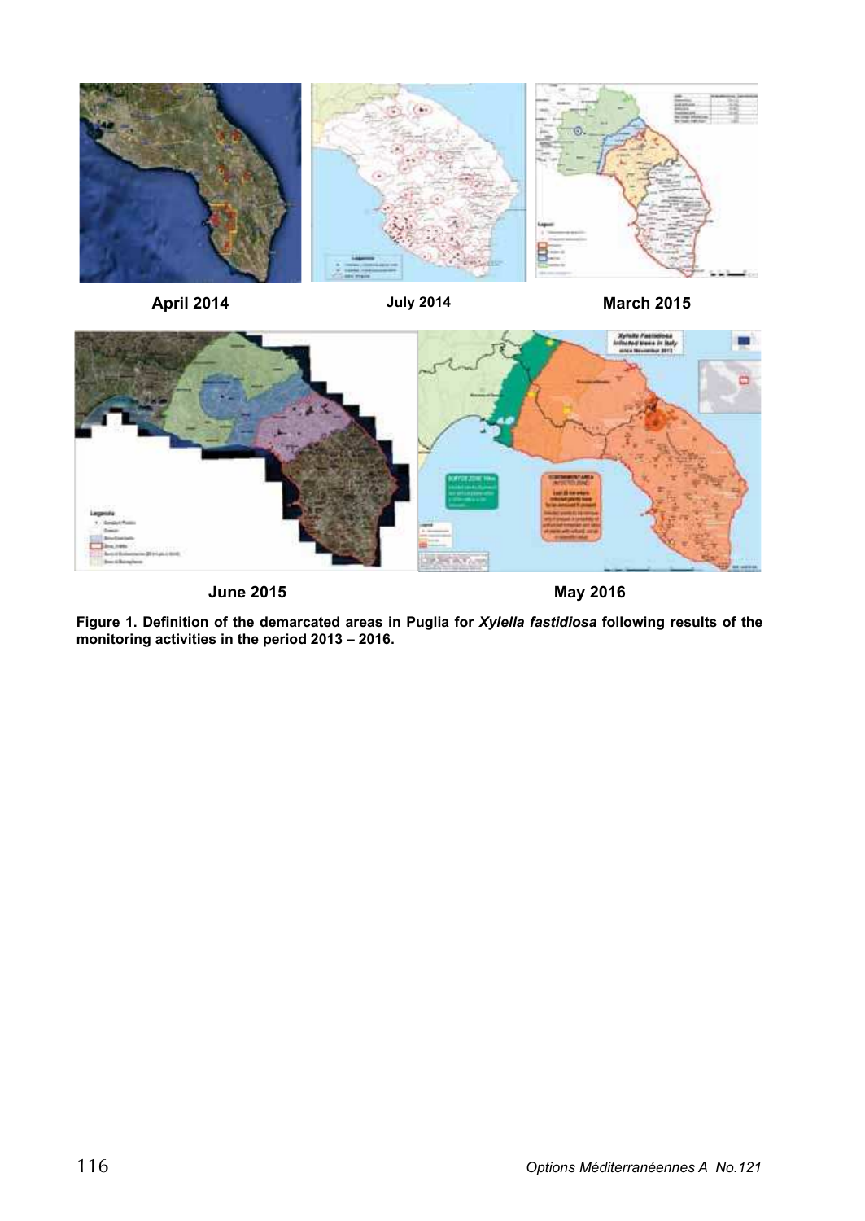April 2014

July 2014

March 2015

June 2015

May 2016

**Figure 1. Definition of the demarcated areas in Puglia for *Xylella fastidiosa* following results of the monitoring activities in the period 2013 – 2016.**